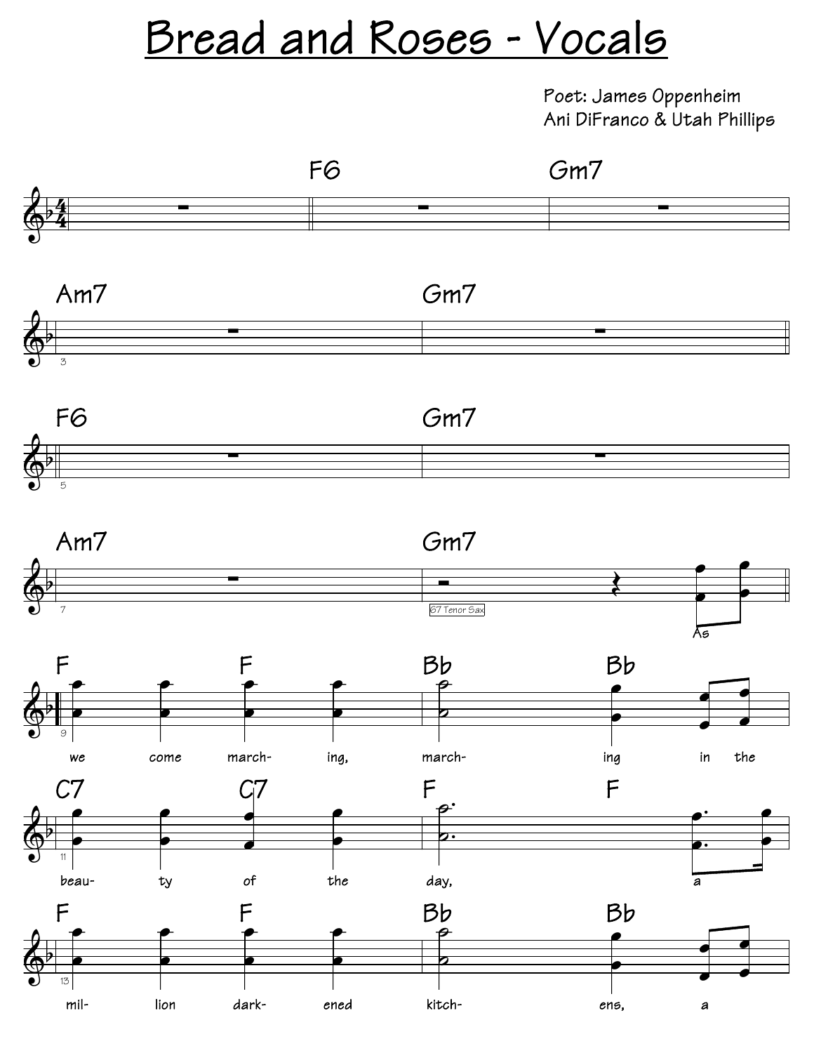# Bread and Roses - Vocals

Poet: James Oppenheim
Ani DiFranco & Utah Phillips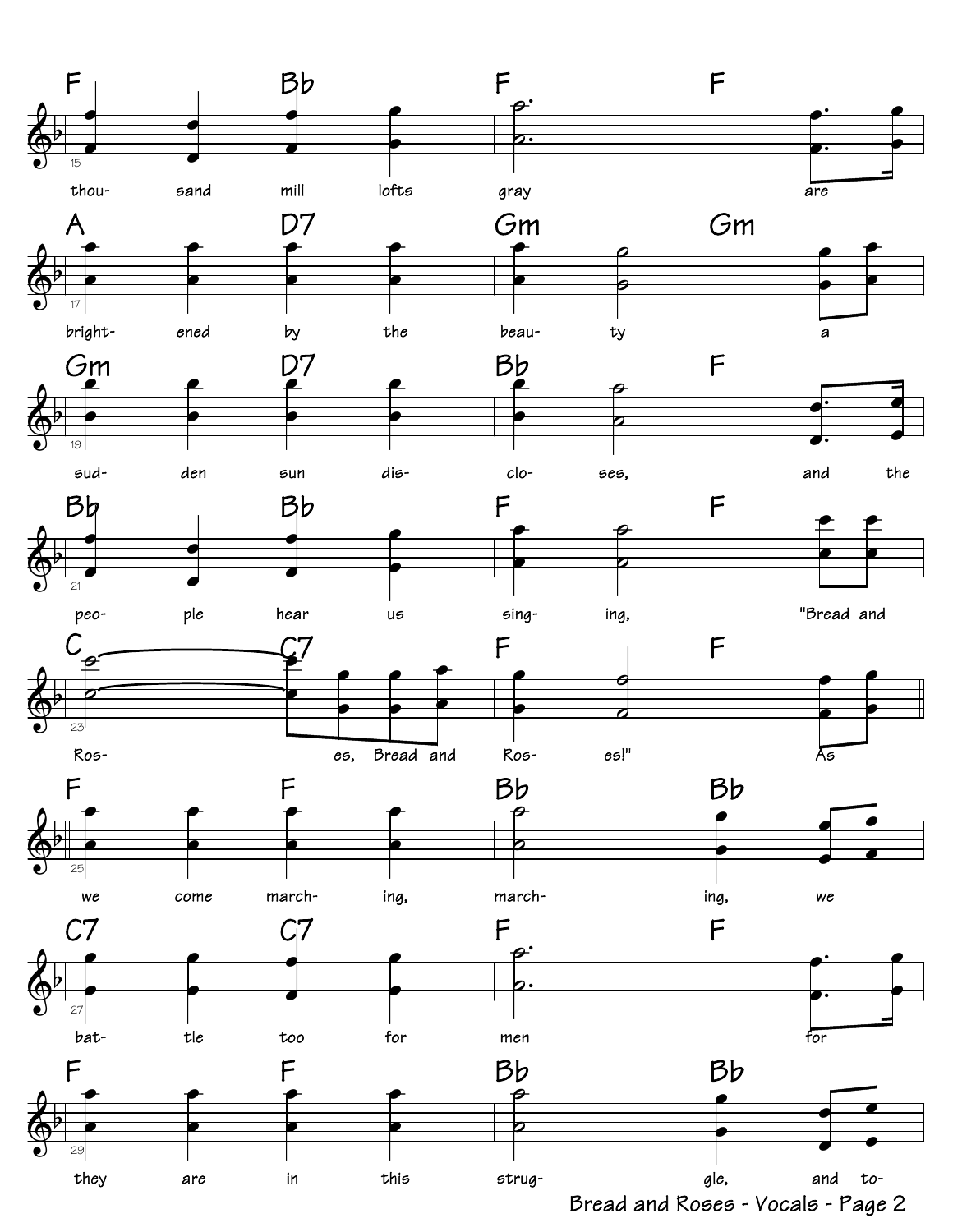F Bb F F

thou- sand mill lofts gray are

A D7 Gm Gm

bright- ened by the beau- ty a

Gm D7 Bb F

sud- den sun dis- clo- ses, and the

Bb Bb F F

peo- ple hear us sing- ing, "Bread and

C C7 F F

Ros- es, Bread and Ros- es!" As

F F Bb Bb

we come march- ing, march- ing, we

C7 C7 F F

bat- tle too for men for

F F Bb Bb

they are in this strug- gle, and to-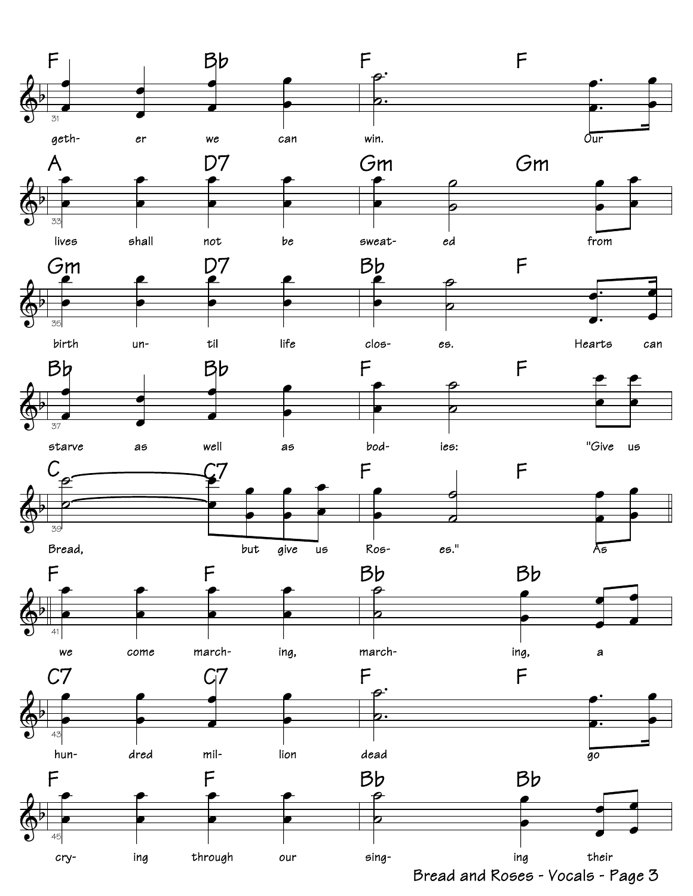F Bb F F

geth- er we can win. Our

A D7 Gm Gm

lives shall not be sweat- ed from

Gm D7 Bb F

birth un- til life clos- es. Hearts can

Bb Bb F F

starve as well as bod- ies: "Give us

C C7 F F

Bread, but give us Ros- es." As

F F Bb Bb

we come march- ing, march- ing, a

C7 C7 F F

hun- dred mil- lion dead go

F F Bb Bb

cry- ing through our sing- ing their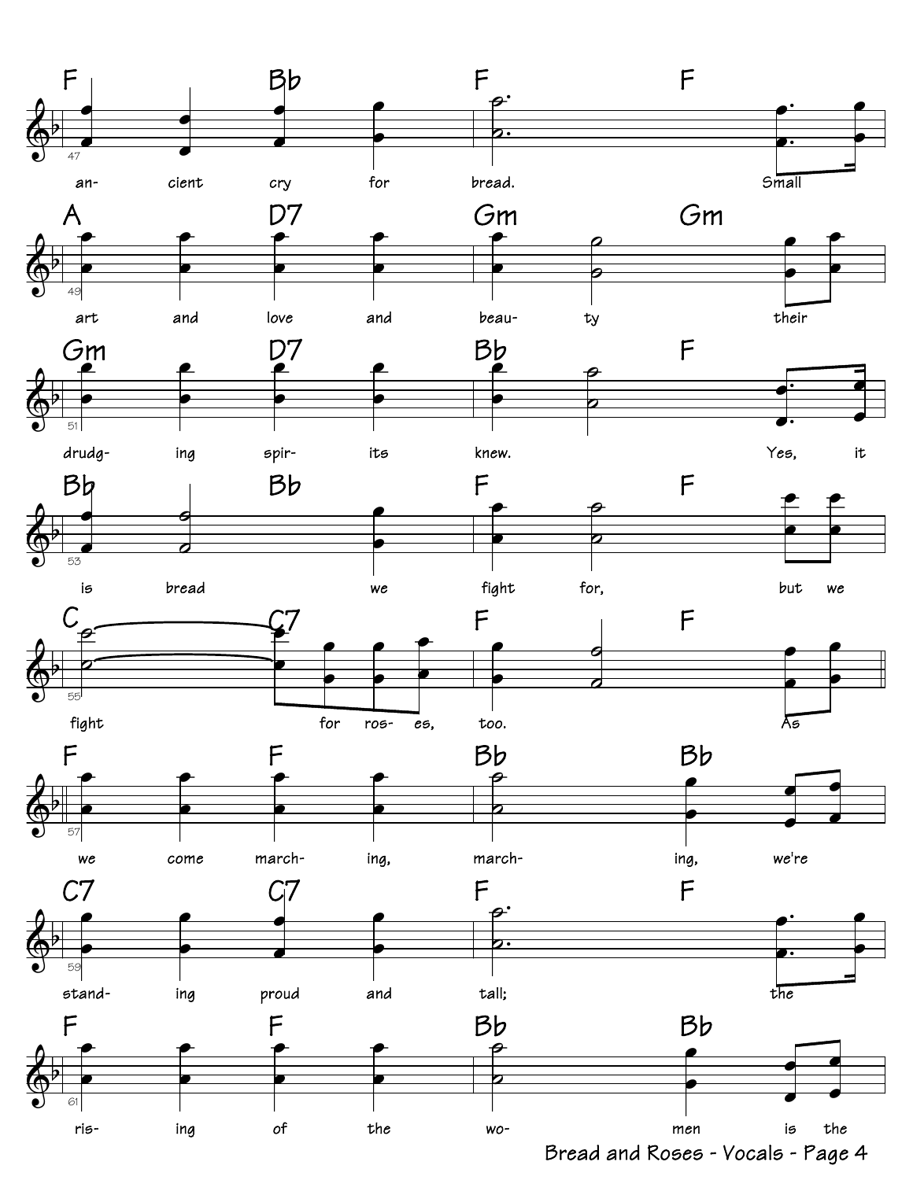| Measure | Chords | Lyrics |
|---|---|---|
| 47 | F, Bb, F, F | an- cient cry for bread. Small |
| 49 | A, D7, Gm, Gm | art and love and beau- ty their |
| 51 | Gm, D7, Bb, F | drudg- ing spir- its knew. Yes, it |
| 53 | Bb, Bb, F, F | is bread we fight for, but we |
| 55 | C, C7, F, F | fight for ros- es, too. As |
| 57 | F, F, Bb, Bb | we come march- ing, march- ing, we're |
| 59 | C7, C7, F, F | stand- ing proud and tall; the |
| 61 | F, F, Bb, Bb | ris- ing of the wo- men is the |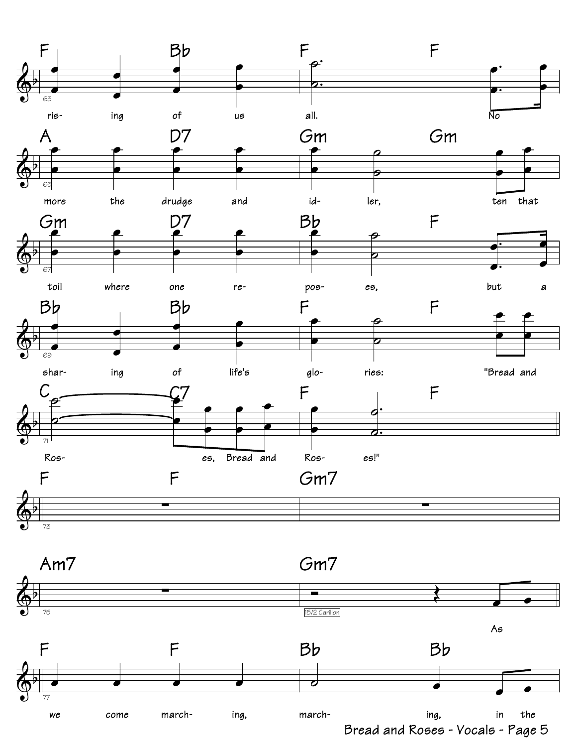F Bb F F

ris- ing of us all. No

A D7 Gm Gm

more the drudge and id- ler, ten that

Gm D7 Bb F

toil where one re- pos- es, but a

Bb Bb F F

shar- ing of life's glo- ries: "Bread and

C C7 F F

Ros- es, Bread and Ros- es!"

F F Gm7

Am7 Gm7

15/2 Carillon

As

F F Bb Bb

we come march- ing, march- ing, in the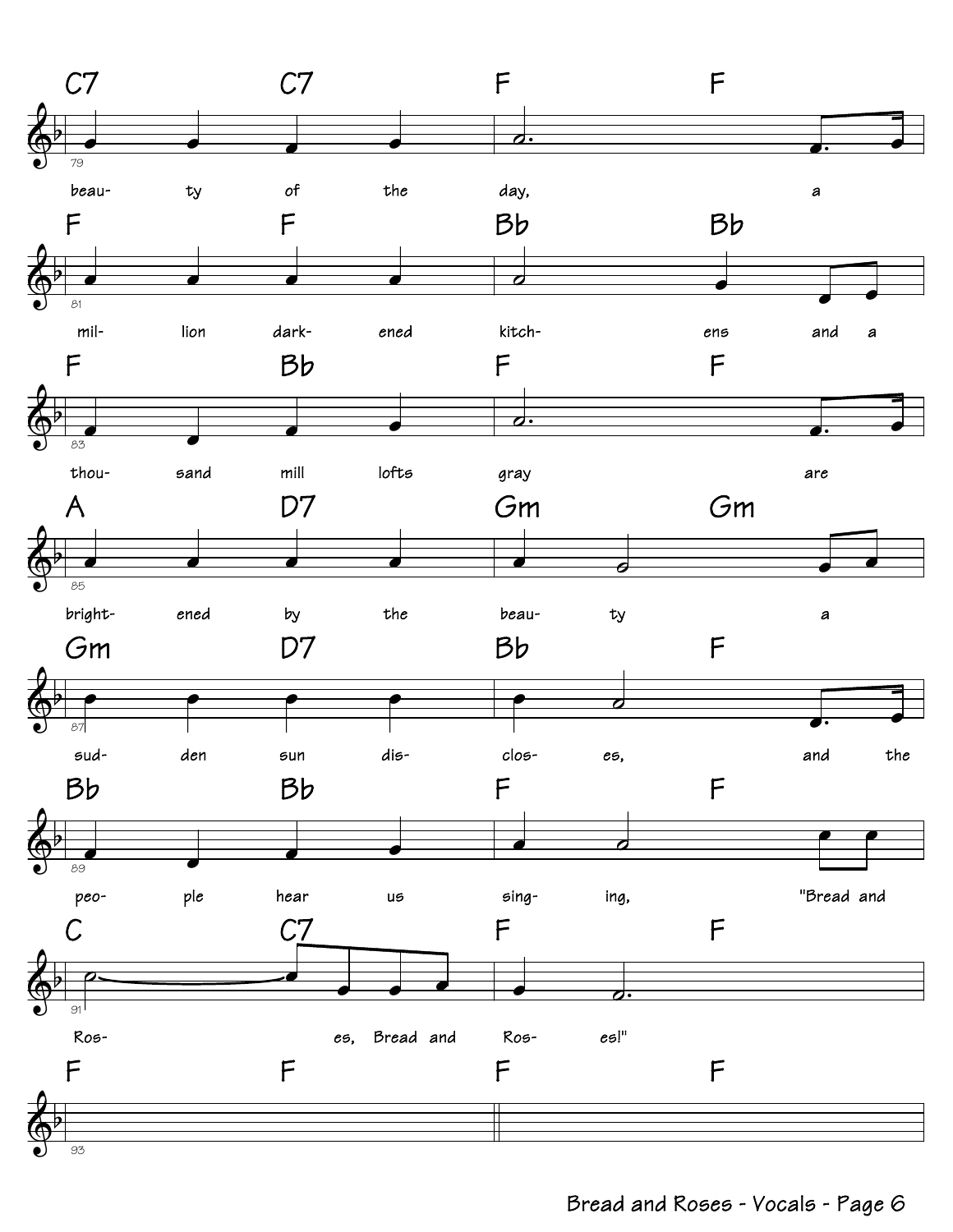C7 C7 F F

beau- ty of the day, a

F F Bb Bb

mil- lion dark- ened kitch- ens and a

F Bb F F

thou- sand mill lofts gray are

A D7 Gm Gm

bright- ened by the beau- ty a

Gm D7 Bb F

sud- den sun dis- clos- es, and the

Bb Bb F F

peo- ple hear us sing- ing, "Bread and

C C7 F F

Ros- es, Bread and Ros- es!"

F F F F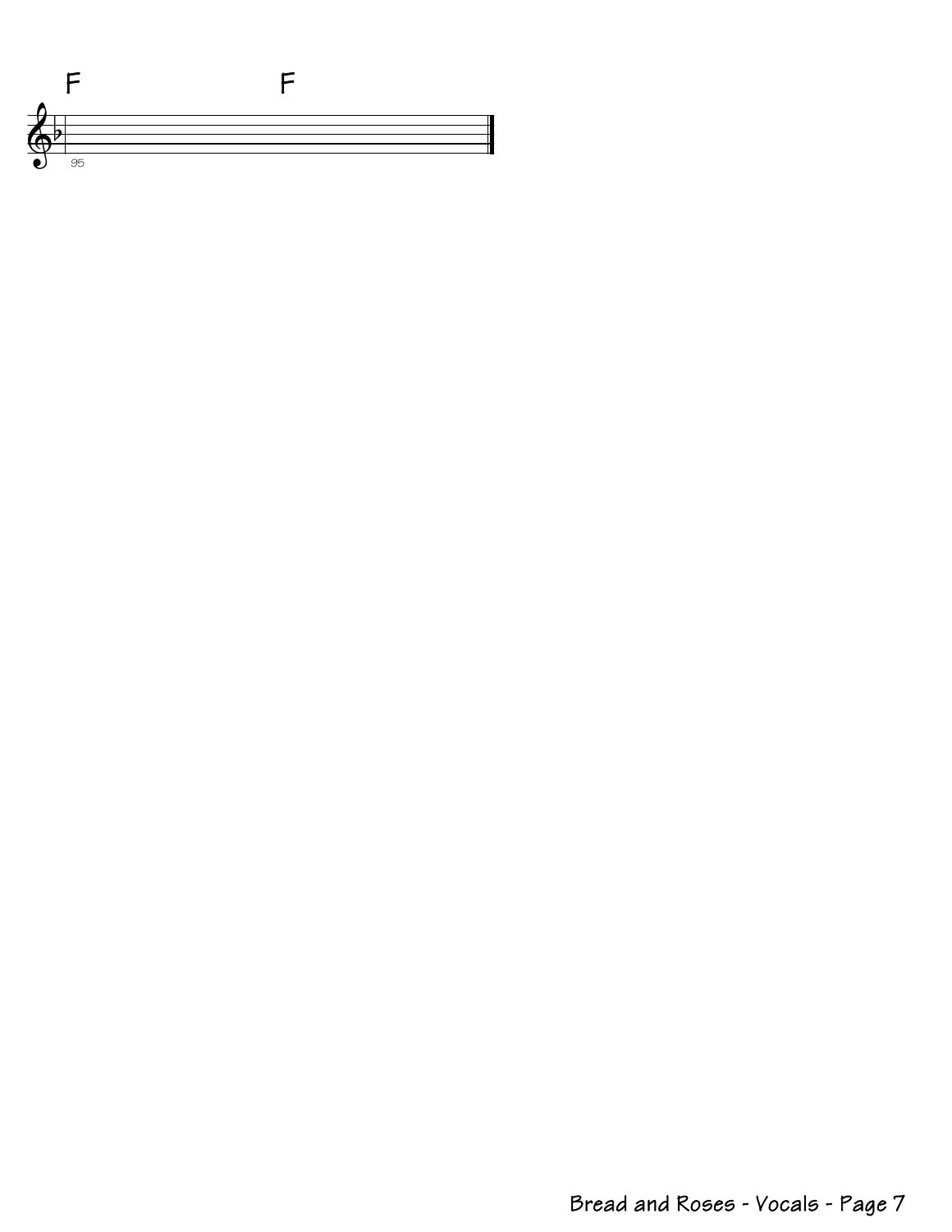F F

95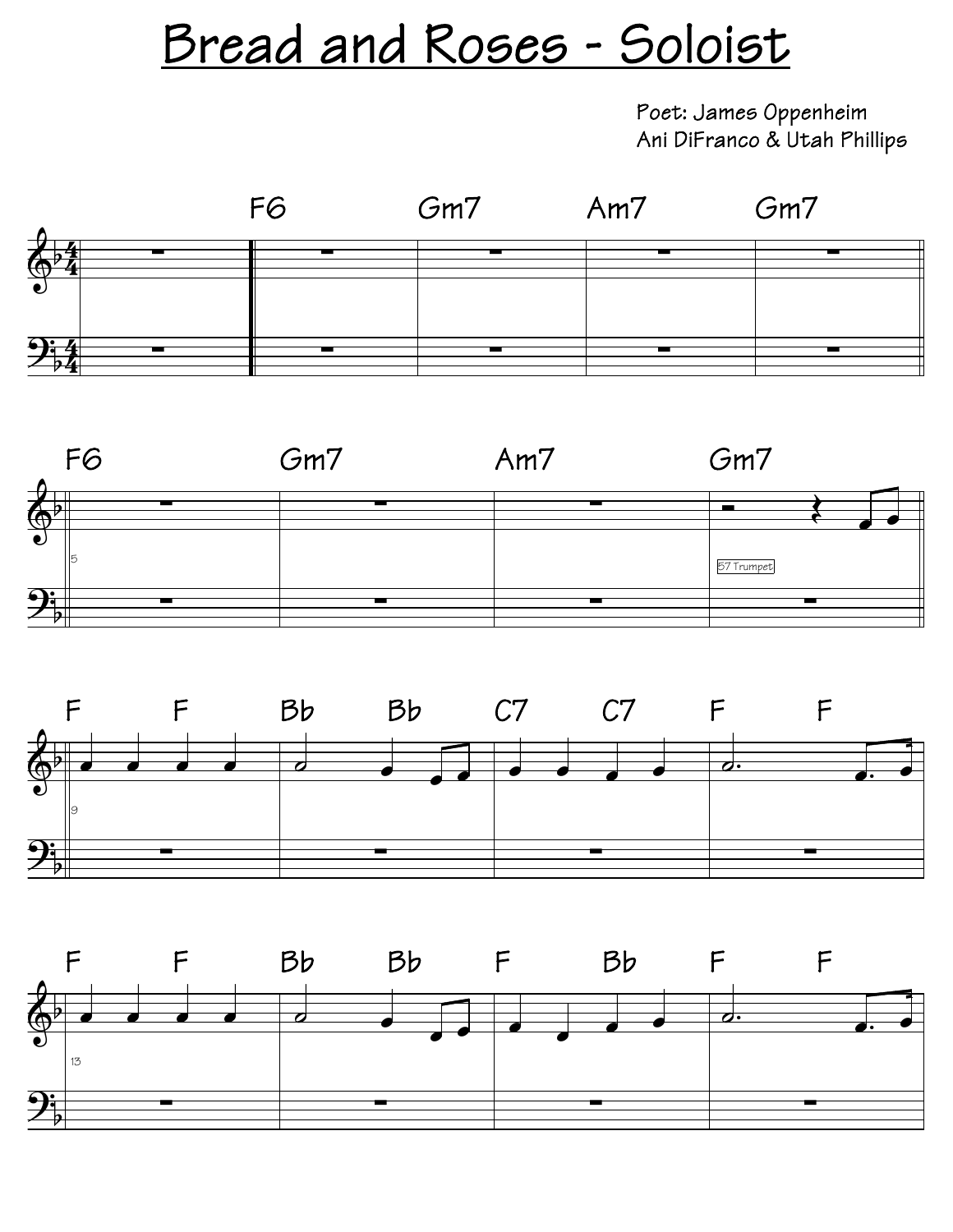# Bread and Roses - Soloist

Poet: James Oppenheim
Ani DiFranco & Utah Phillips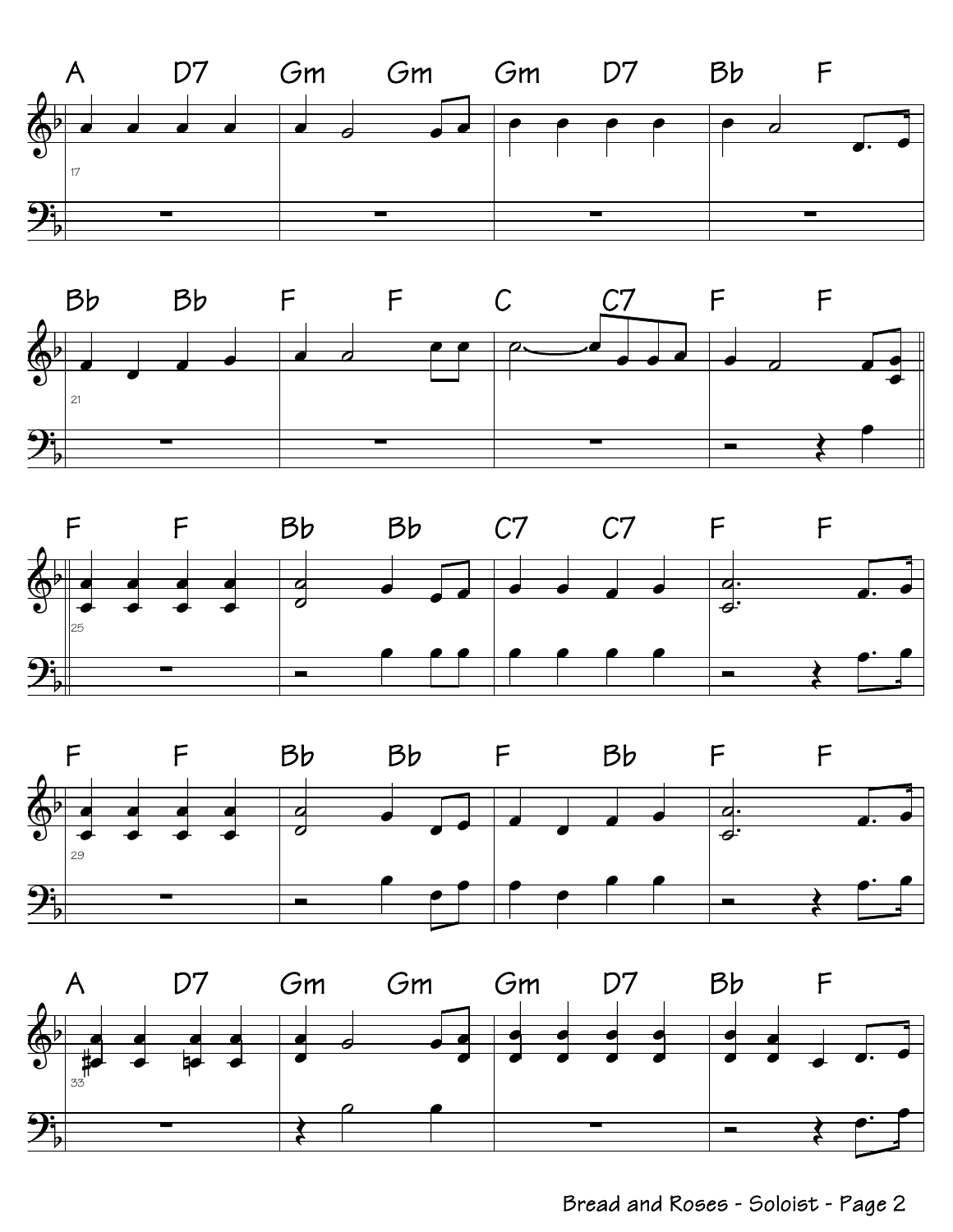A D7 Gm Gm Gm D7 Bb F

17

Bb Bb F F C C7 F F

21

F F Bb Bb C7 C7 F F

25

F F Bb Bb F Bb F F

29

A D7 Gm Gm Gm D7 Bb F

33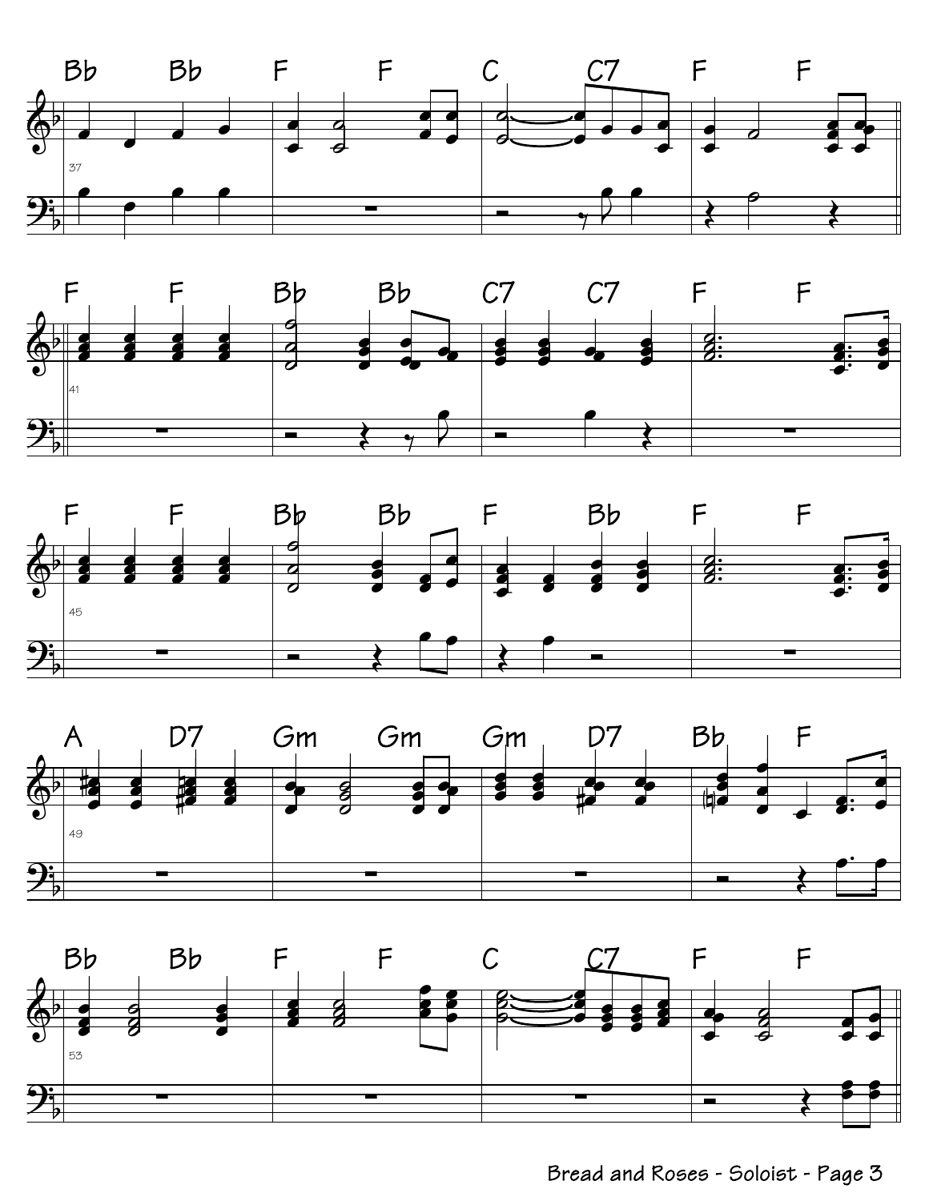Bb Bb F F C C7 F F

37

F F Bb Bb C7 C7 F F

41

F F Bb Bb F Bb F F

45

A D7 Gm Gm Gm D7 Bb F

49

Bb Bb F F C C7 F F

53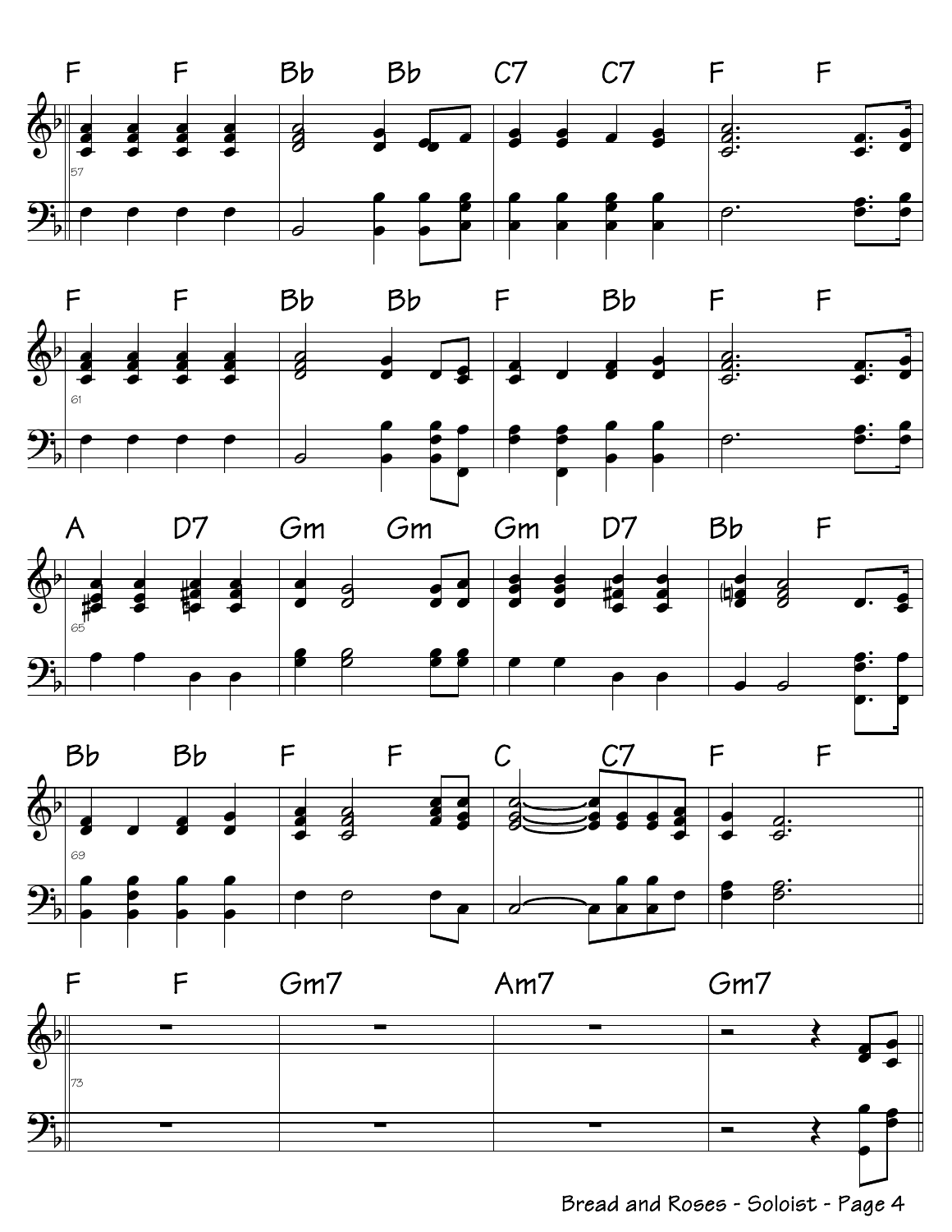F F Bb Bb C7 C7 F F

57

F F Bb Bb F Bb F F

61

A D7 Gm Gm Gm D7 Bb F

65

Bb Bb F F C C7 F F

69

F F Gm7 Am7 Gm7

73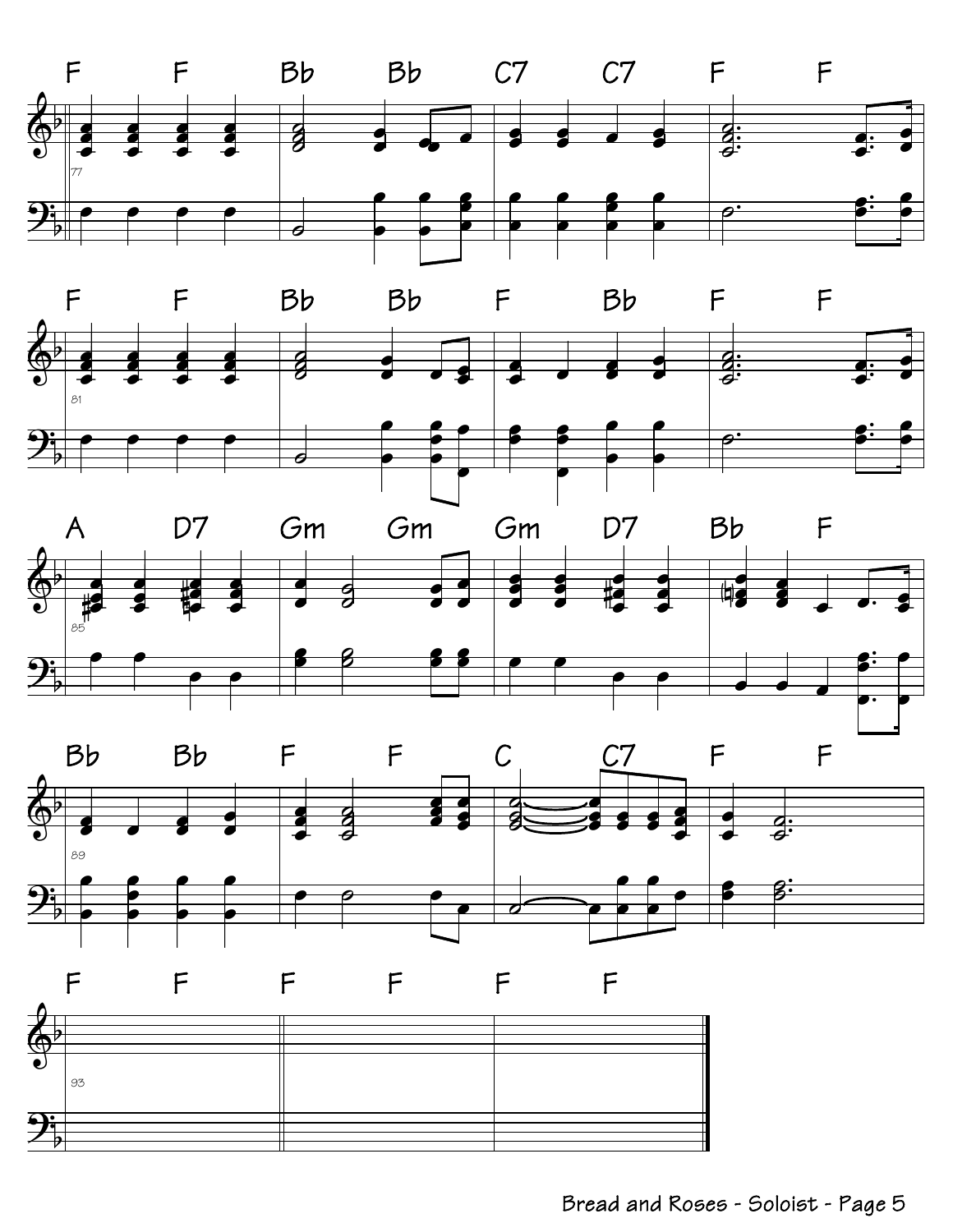F F Bb Bb C7 C7 F F

77

F F Bb Bb F Bb F F

81

A D7 Gm Gm Gm D7 Bb F

85

Bb Bb F F C C7 F F

89

F F F F F F

93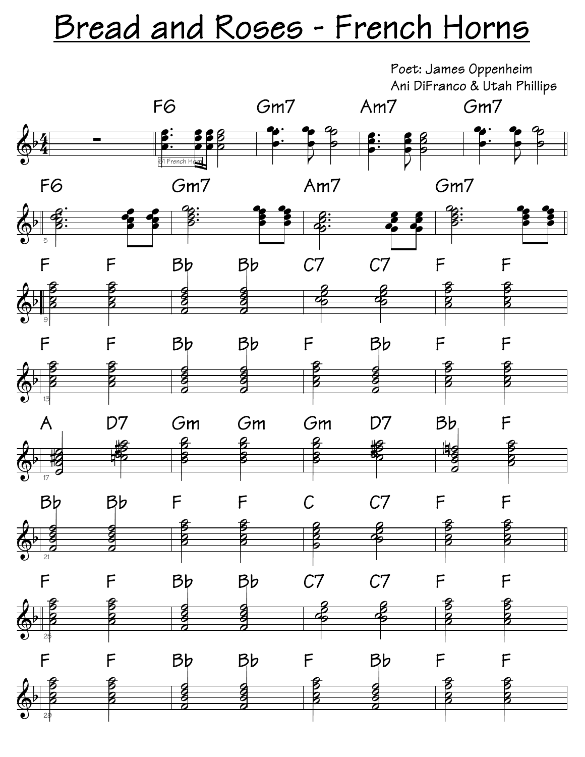# Bread and Roses - French Horns

Poet: James Oppenheim
Ani DiFranco & Utah Phillips

| Measures | Chords |
| --- | --- |
| 1–4 | (rest) \| F6 \| Gm7 \| Am7 \| Gm7 |
| 5–8 | F6 \| Gm7 \| Am7 \| Gm7 |
| 9–12 | F F \| Bb Bb \| C7 C7 \| F F |
| 13–16 | F F \| Bb Bb \| F Bb \| F F |
| 17–20 | A D7 \| Gm Gm \| Gm D7 \| Bb F |
| 21–24 | Bb Bb \| F F \| C C7 \| F F |
| 25–28 | F F \| Bb Bb \| C7 C7 \| F F |
| 29–32 | F F \| Bb Bb \| F Bb \| F F |

61 French Horn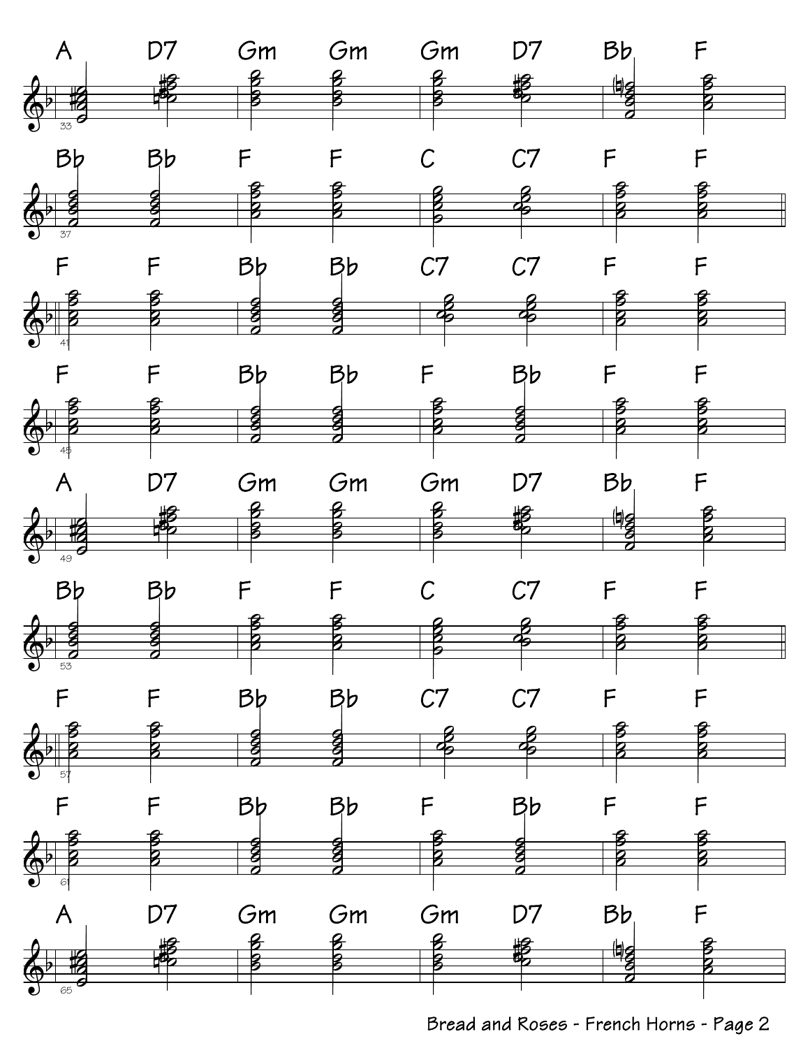A D7 | Gm Gm | Gm D7 | Bb F

33

Bb Bb | F F | C C7 | F F

37

F F | Bb Bb | C7 C7 | F F

41

F F | Bb Bb | F Bb | F F

45

A D7 | Gm Gm | Gm D7 | Bb F

49

Bb Bb | F F | C C7 | F F

53

F F | Bb Bb | C7 C7 | F F

57

F F | Bb Bb | F Bb | F F

61

A D7 | Gm Gm | Gm D7 | Bb F

65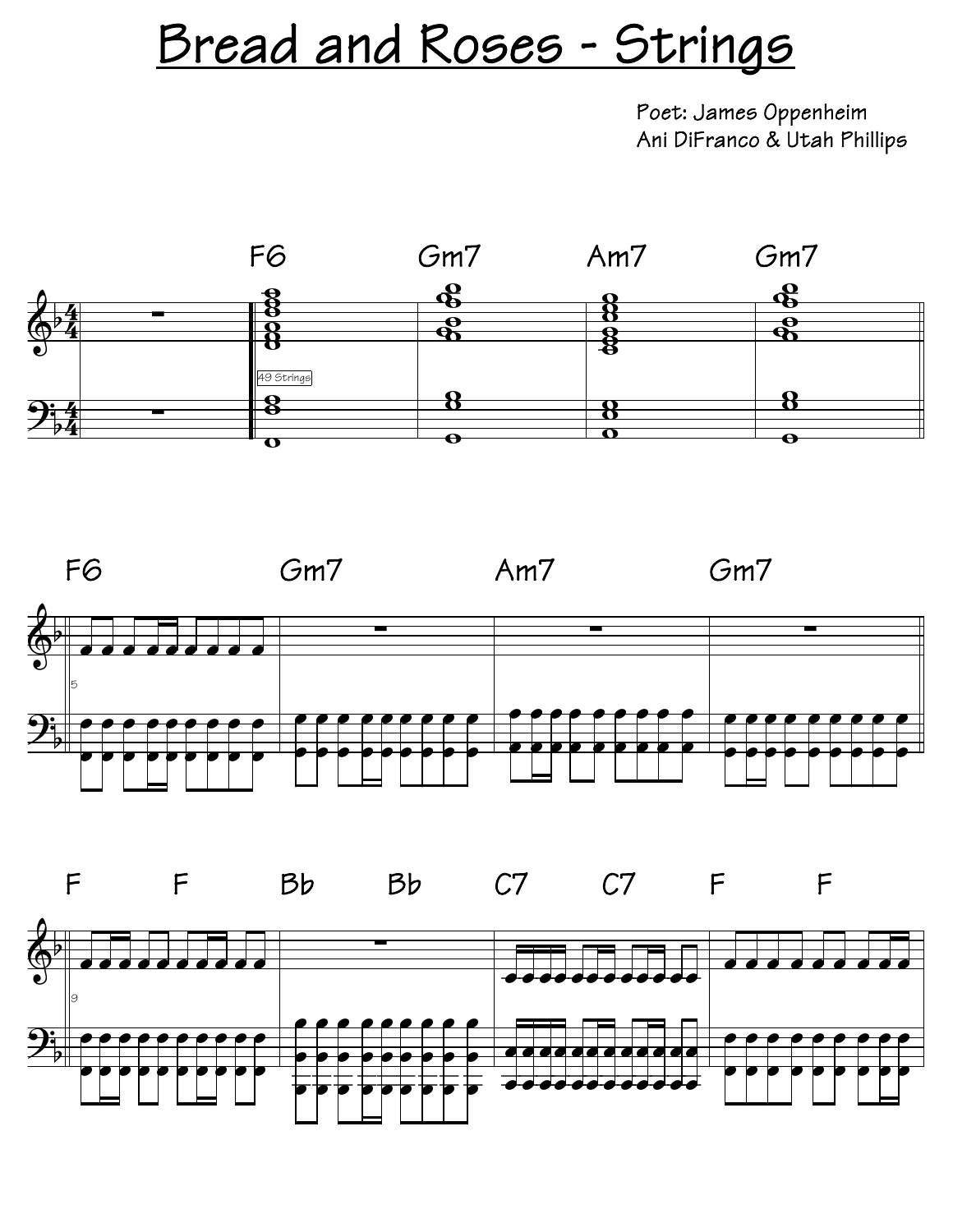# Bread and Roses - Strings

Poet: James Oppenheim
Ani DiFranco & Utah Phillips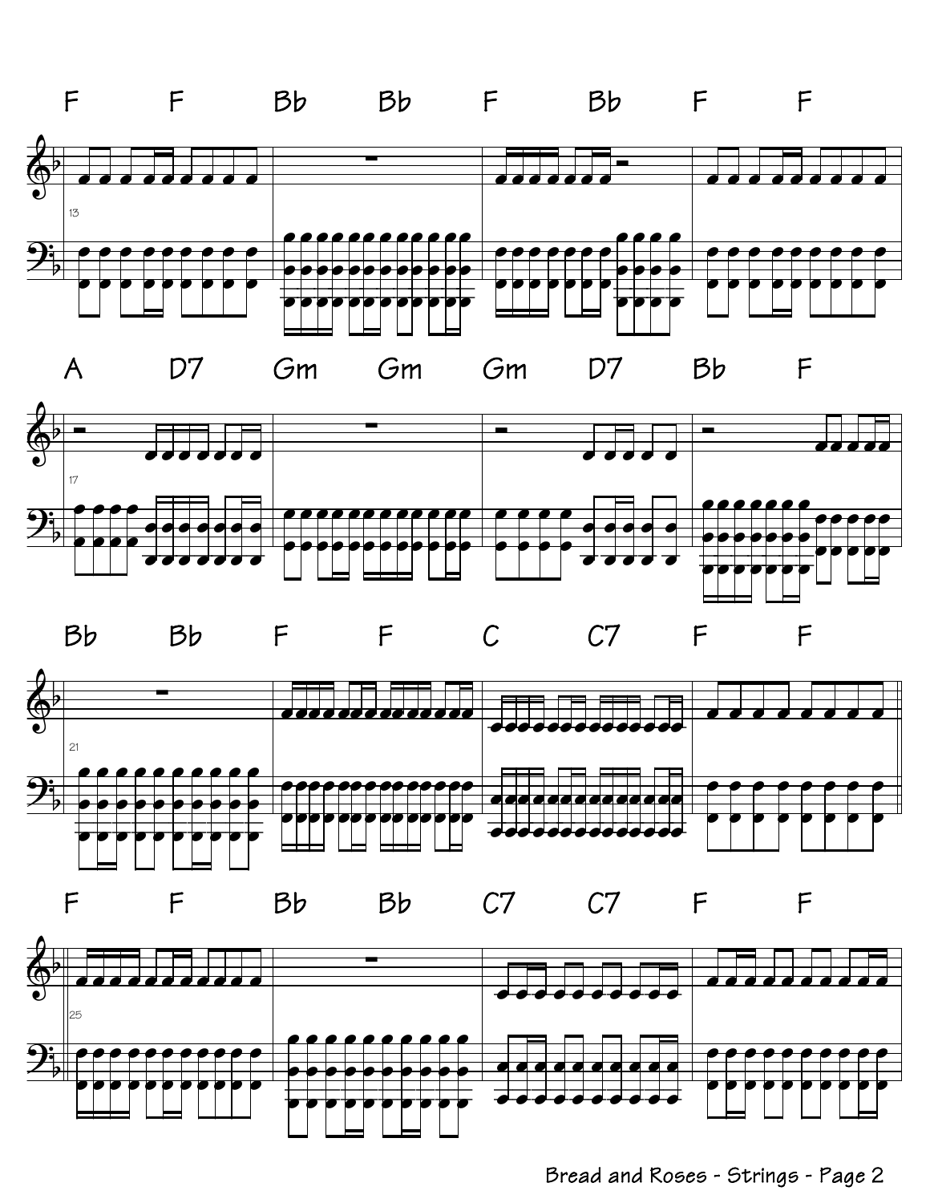F F Bb Bb F Bb F F

A D7 Gm Gm Gm D7 Bb F

Bb Bb F F C C7 F F

F F Bb Bb C7 C7 F F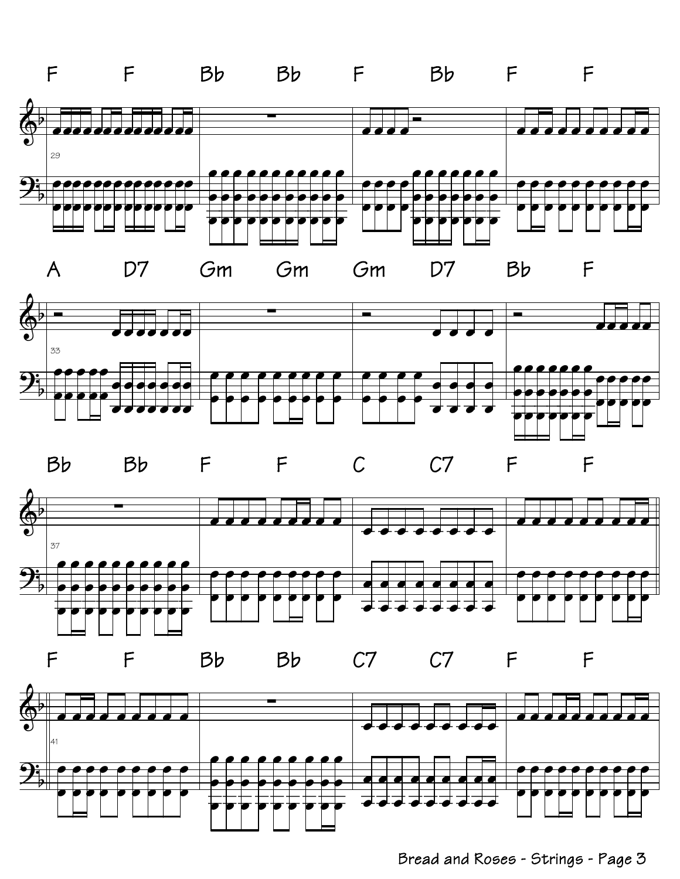F F Bb Bb F Bb F F

29

A D7 Gm Gm Gm D7 Bb F

33

Bb Bb F F C C7 F F

37

F F Bb Bb C7 C7 F F

41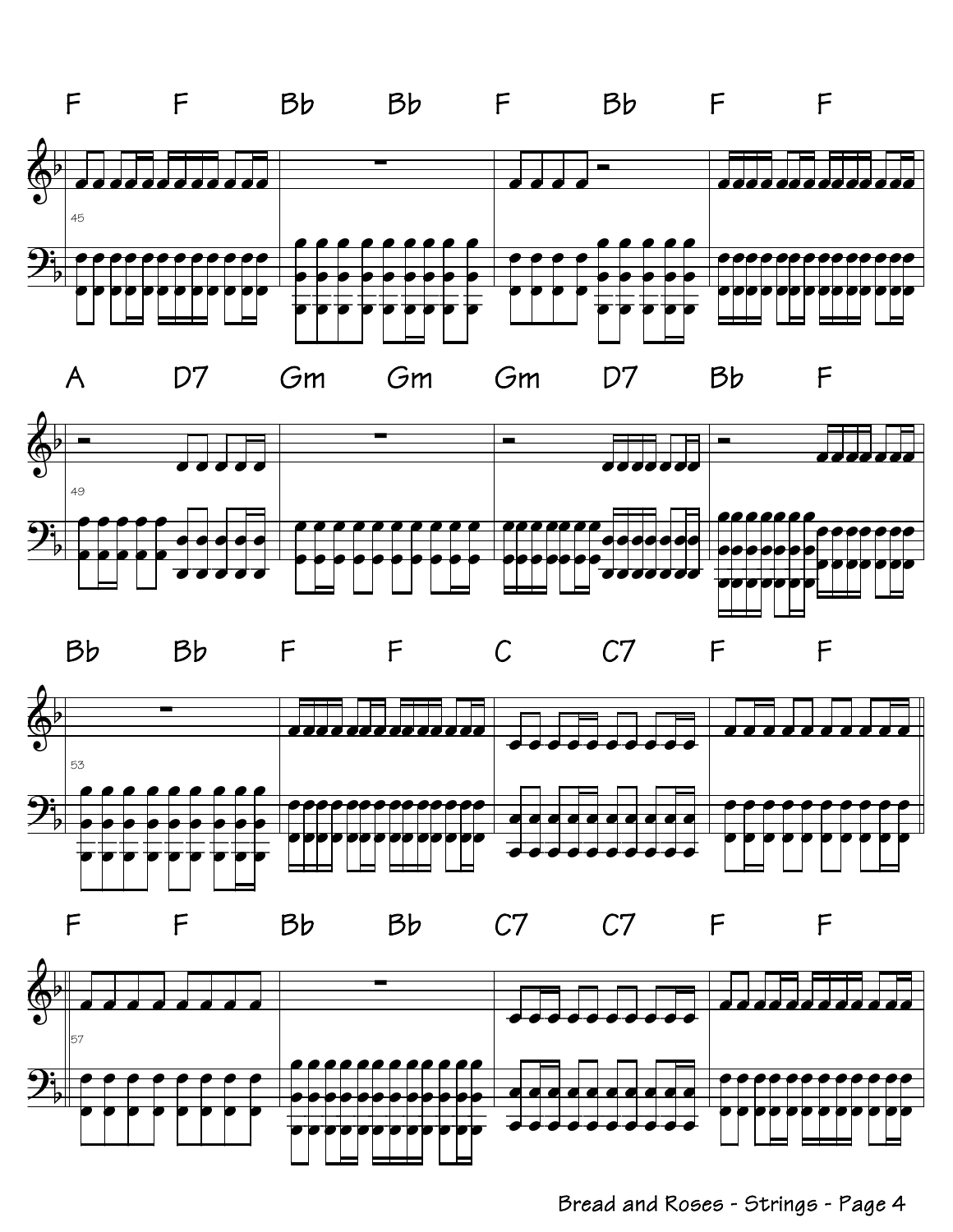F F Bb Bb F Bb F F

45

A D7 Gm Gm Gm D7 Bb F

49

Bb Bb F F C C7 F F

53

F F Bb Bb C7 C7 F F

57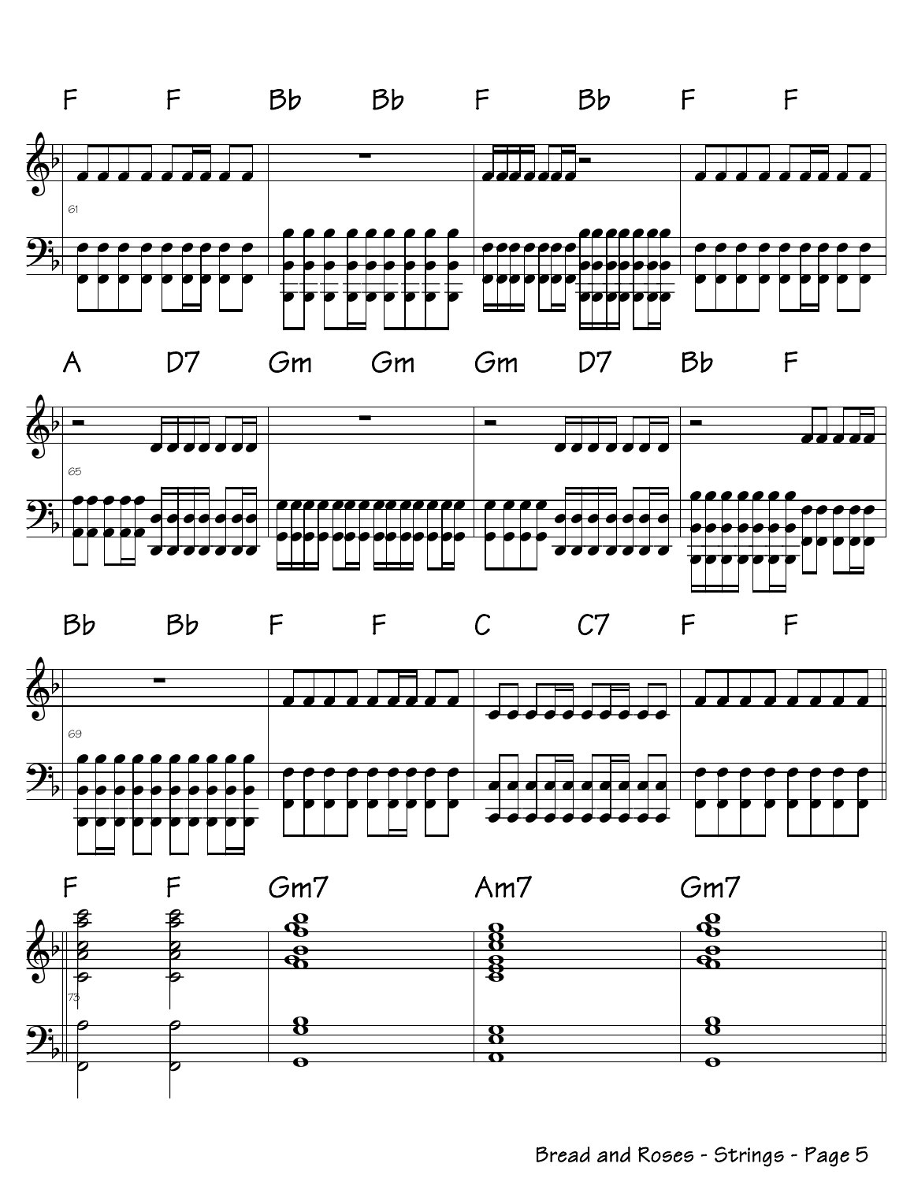F F Bb Bb F Bb F F

61

A D7 Gm Gm Gm D7 Bb F

65

Bb Bb F F C C7 F F

69

F F Gm7 Am7 Gm7

73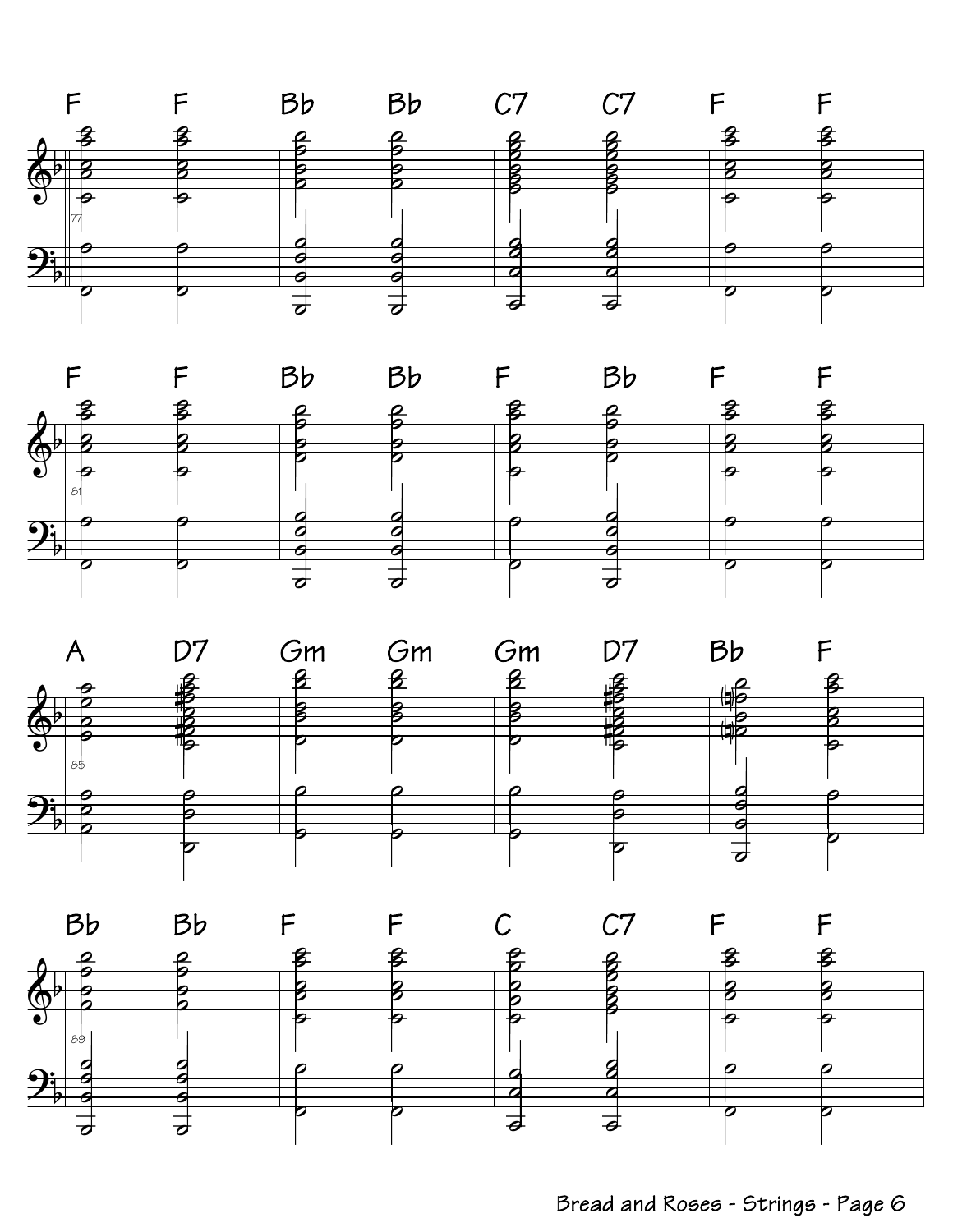F F Bb Bb C7 C7 F F

77

F F Bb Bb F Bb F F

81

A D7 Gm Gm Gm D7 Bb F

85

Bb Bb F F C C7 F F

89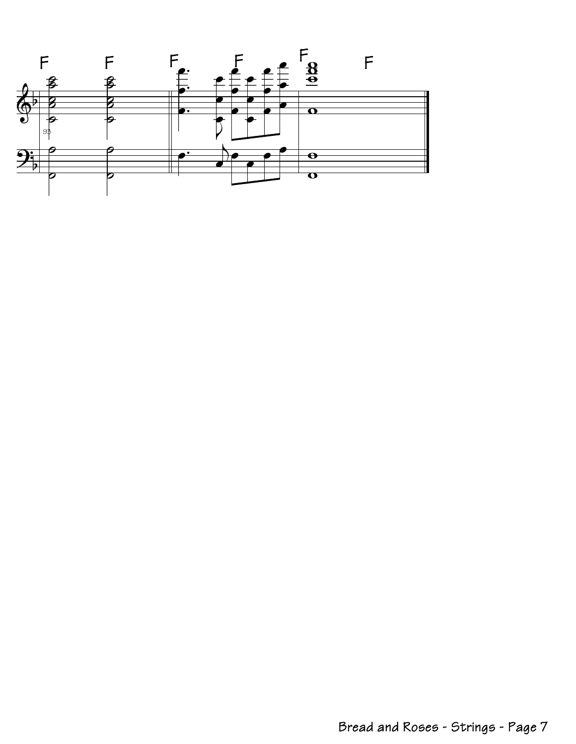F F F F F F

93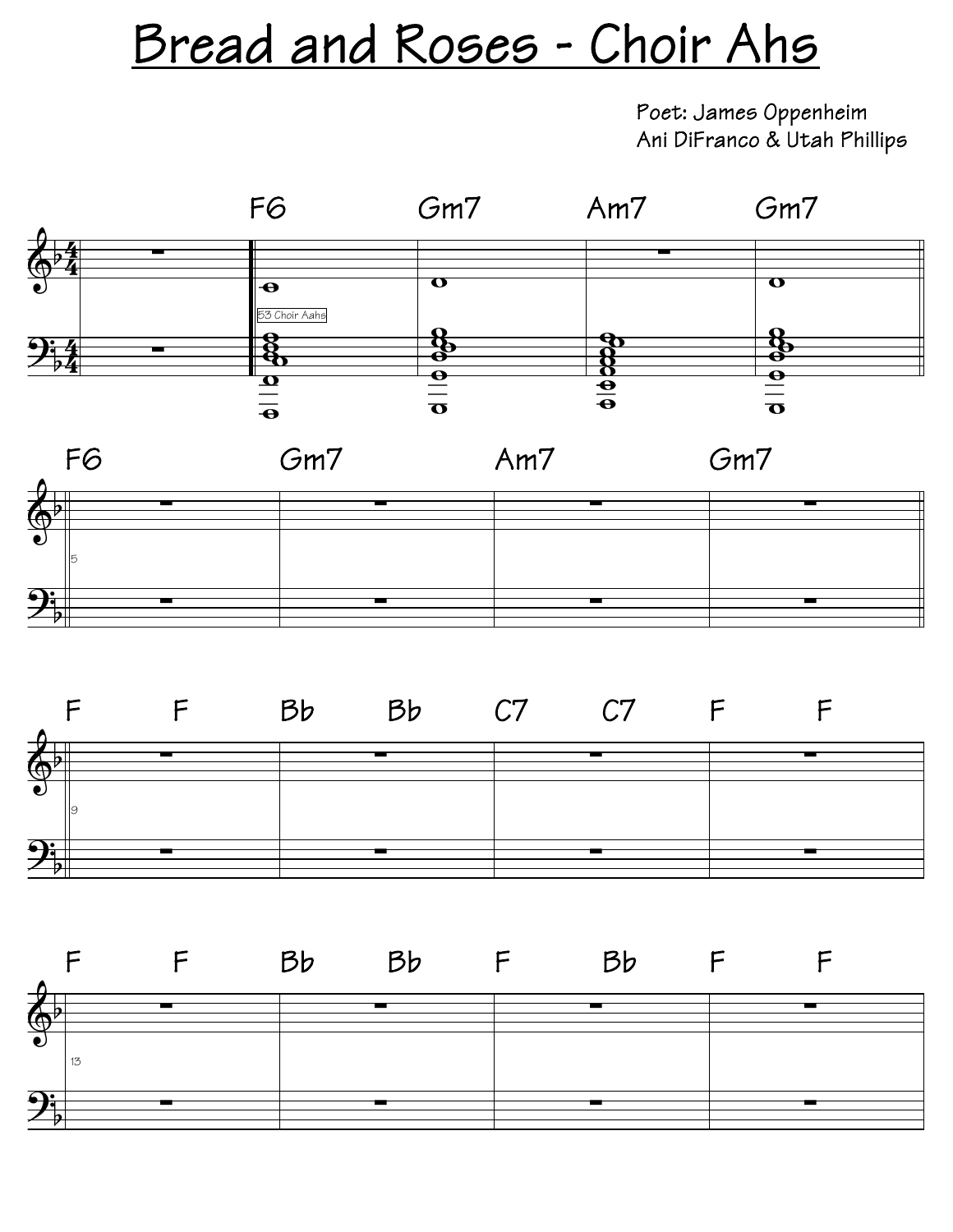# Bread and Roses - Choir Ahs

Poet: James Oppenheim
Ani DiFranco & Utah Phillips

F6 | Gm7 | Am7 | Gm7

53 Choir Aahs

5
F6 | Gm7 | Am7 | Gm7

9
F F | Bb Bb | C7 C7 | F F

13
F F | Bb Bb | F Bb | F F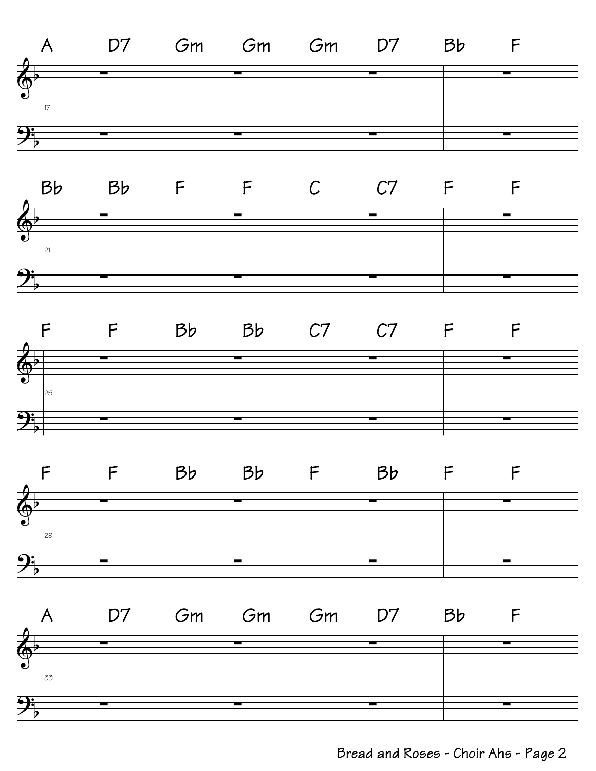A D7 Gm Gm Gm D7 Bb F

17

Bb Bb F F C C7 F F

21

F F Bb Bb C7 C7 F F

25

F F Bb Bb F Bb F F

29

A D7 Gm Gm Gm D7 Bb F

33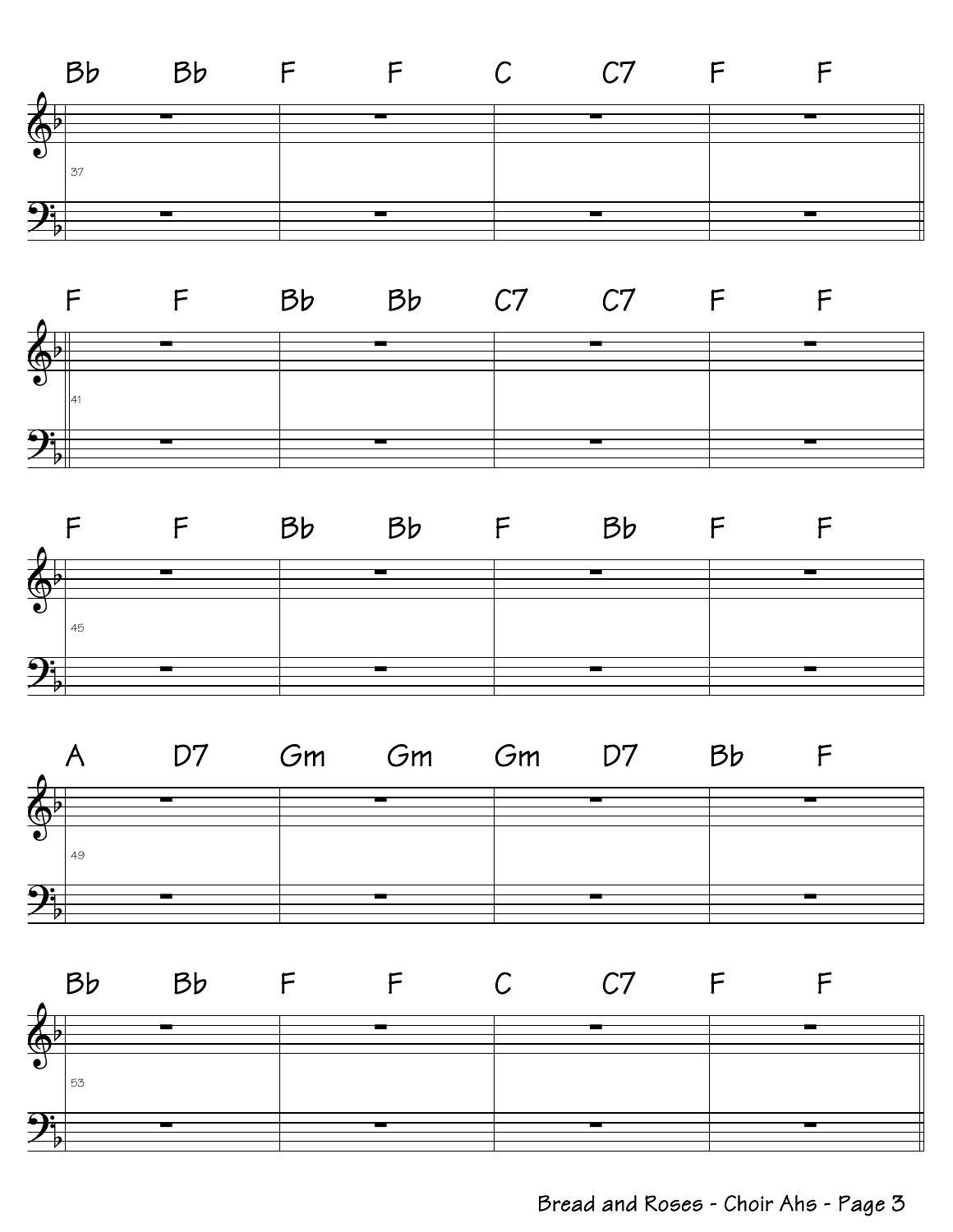Bb Bb F F C C7 F F

37

F F Bb Bb C7 C7 F F

41

F F Bb Bb F Bb F F

45

A D7 Gm Gm Gm D7 Bb F

49

Bb Bb F F C C7 F F

53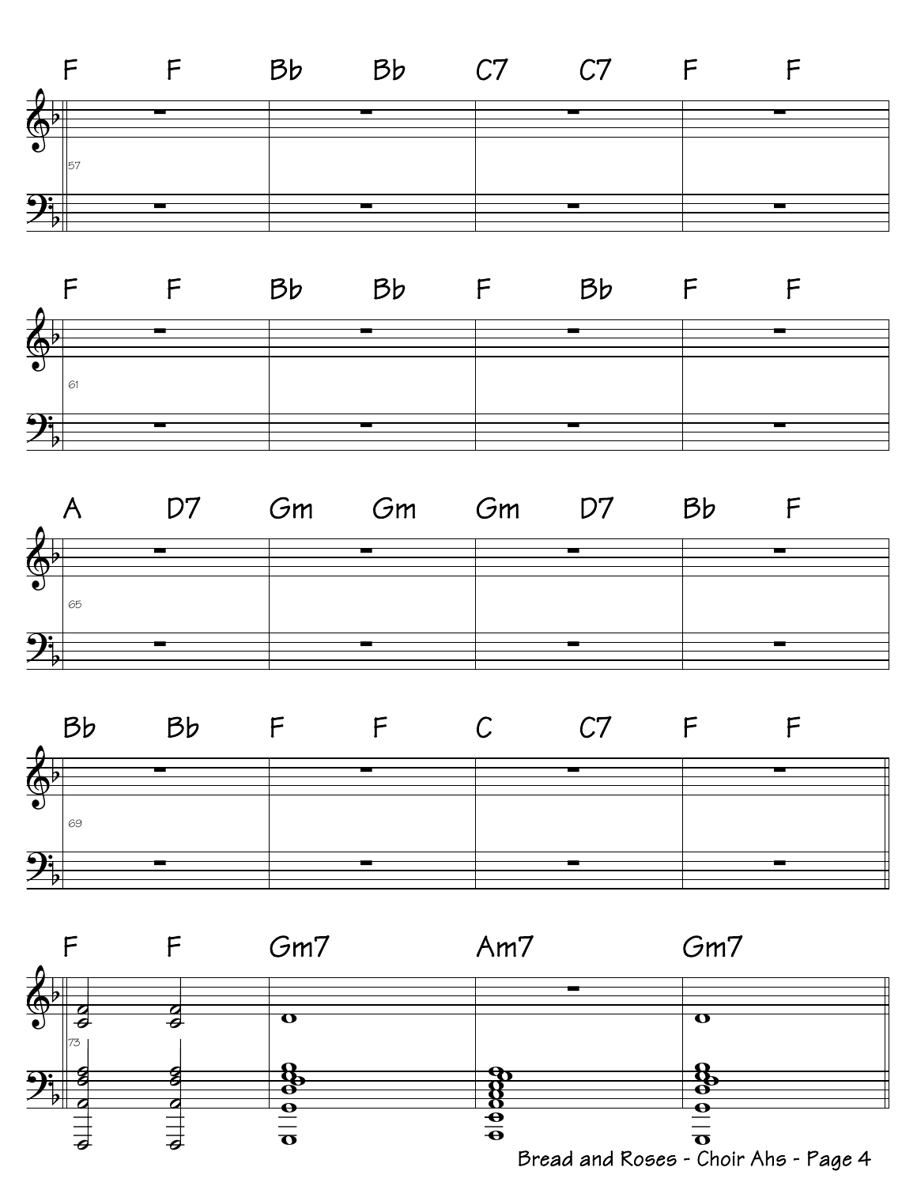F F Bb Bb C7 C7 F F

57

F F Bb Bb F Bb F F

61

A D7 Gm Gm Gm D7 Bb F

65

Bb Bb F F C C7 F F

69

F F Gm7 Am7 Gm7

73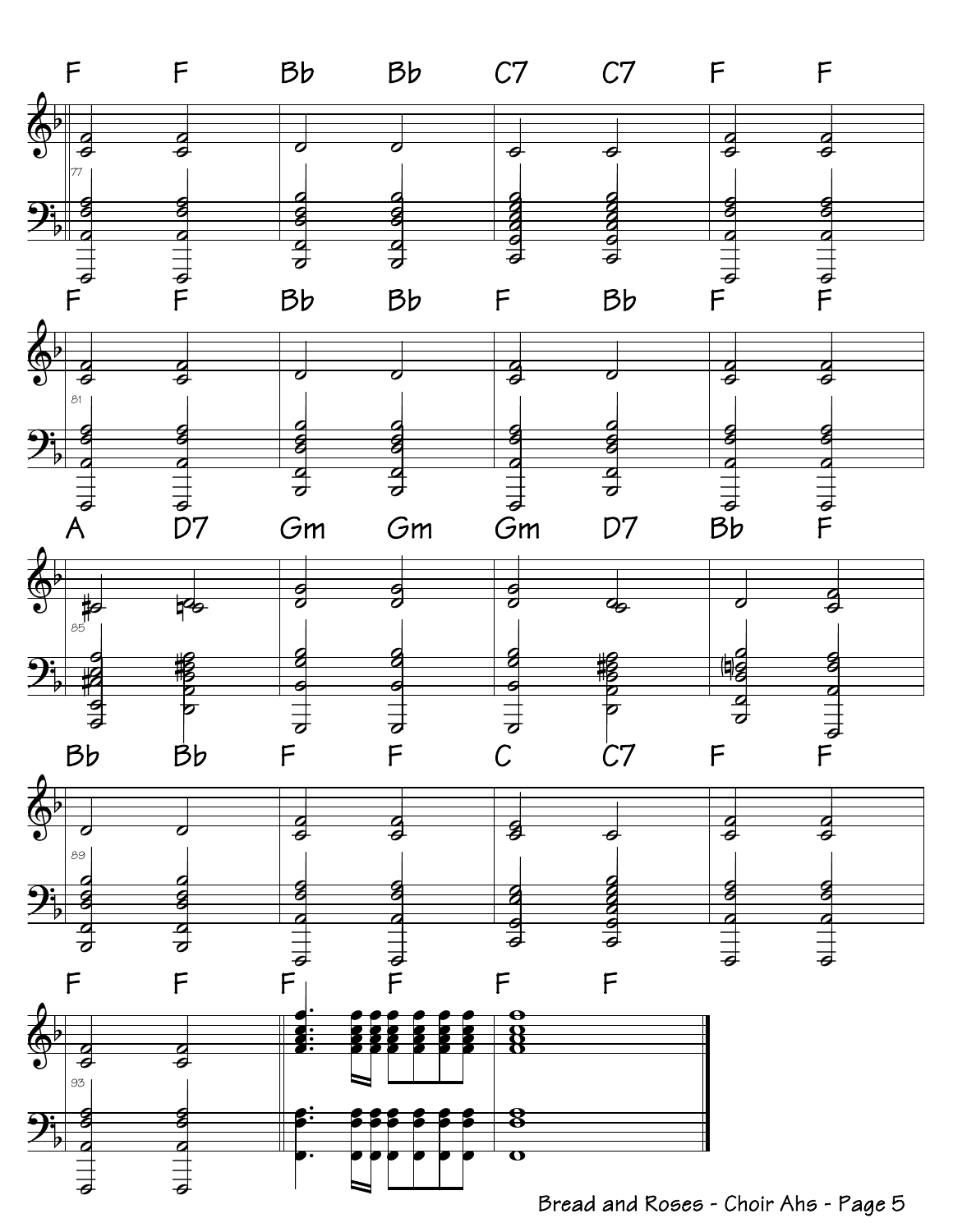F F Bb Bb C7 C7 F F

77

F F Bb Bb F Bb F F

81

A D7 Gm Gm Gm D7 Bb F

85

Bb Bb F F C C7 F F

89

F F F F F F

93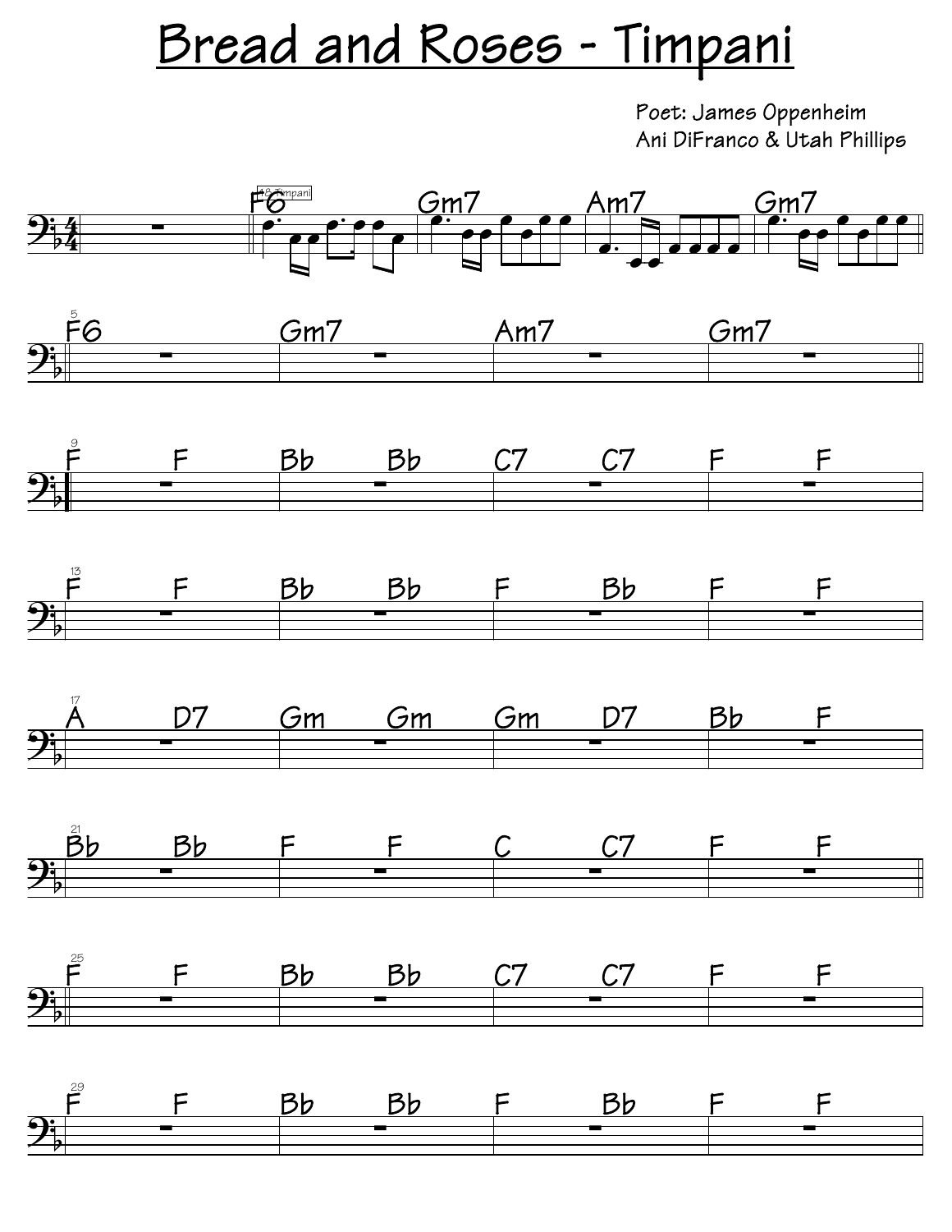# Bread and Roses - Timpani

Poet: James Oppenheim
Ani DiFranco & Utah Phillips

48 Timpani

F6 | Gm7 | Am7 | Gm7

5
F6 | Gm7 | Am7 | Gm7

9
F F | Bb Bb | C7 C7 | F F

13
F F | Bb Bb | F Bb | F F

17
A D7 | Gm Gm | Gm D7 | Bb F

21
Bb Bb | F F | C C7 | F F

25
F F | Bb Bb | C7 C7 | F F

29
F F | Bb Bb | F Bb | F F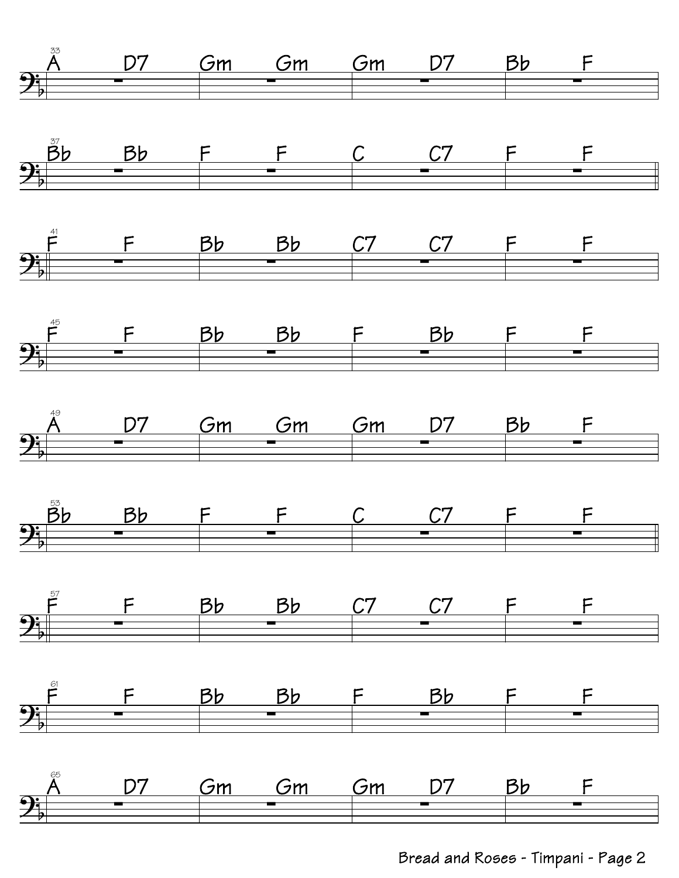33: A D7 | Gm Gm | Gm D7 | Bb F

37: Bb Bb | F F | C C7 | F F

41: F F | Bb Bb | C7 C7 | F F

45: F F | Bb Bb | F Bb | F F

49: A D7 | Gm Gm | Gm D7 | Bb F

53: Bb Bb | F F | C C7 | F F

57: F F | Bb Bb | C7 C7 | F F

61: F F | Bb Bb | F Bb | F F

65: A D7 | Gm Gm | Gm D7 | Bb F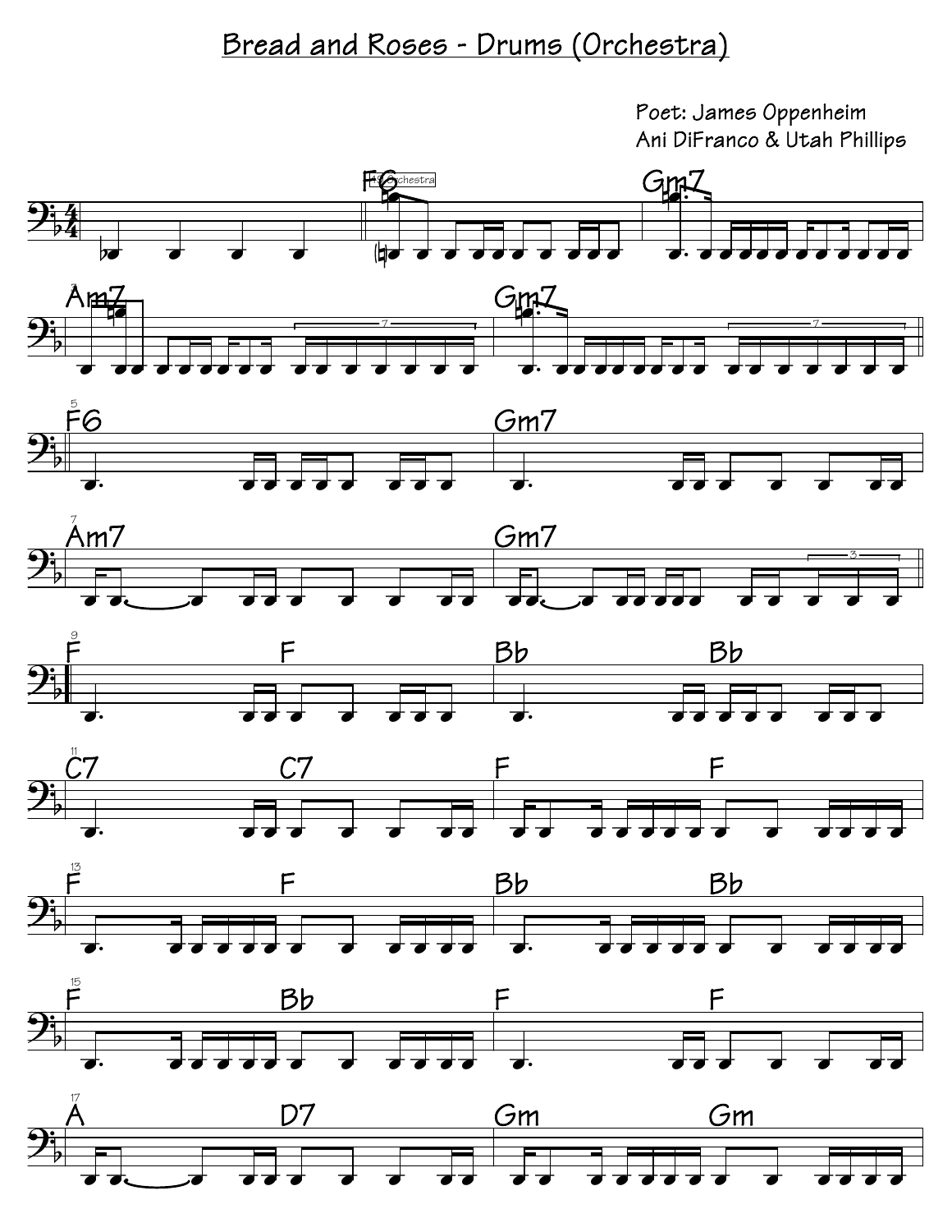# Bread and Roses - Drums (Orchestra)

Poet: James Oppenheim
Ani DiFranco & Utah Phillips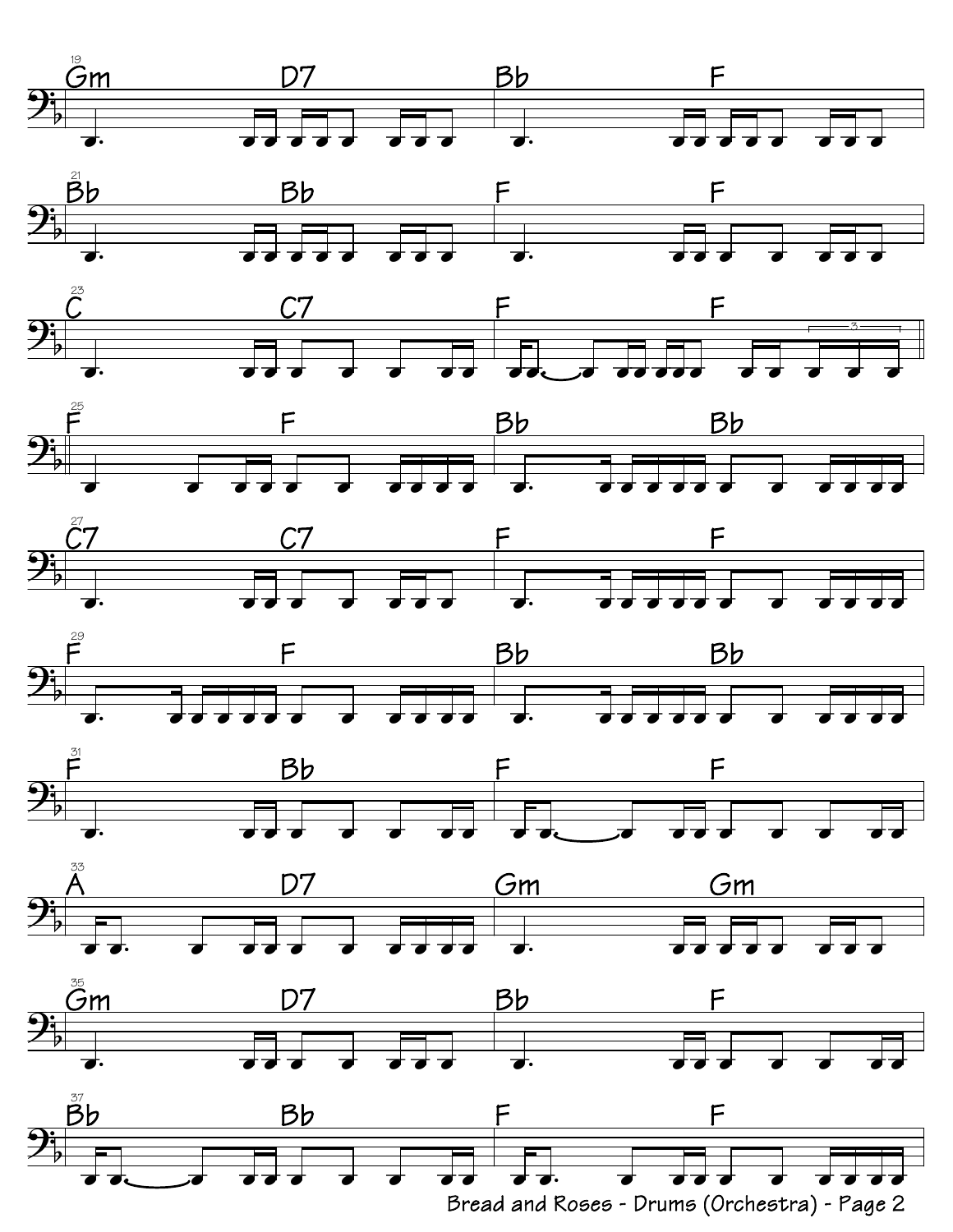19
Gm D7 Bb F

21
Bb Bb F F

23
C C7 F F

25
F F Bb Bb

27
C7 C7 F F

29
F F Bb Bb

31
F Bb F F

33
A D7 Gm Gm

35
Gm D7 Bb F

37
Bb Bb F F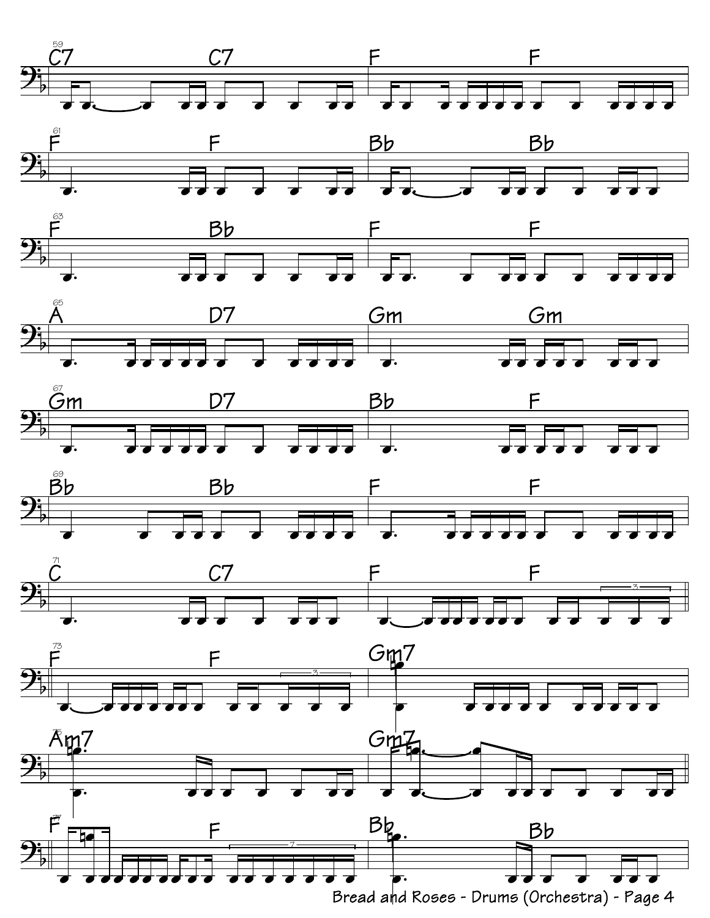59
C7 C7 | F F

61
F F | Bb Bb

63
F Bb | F F

65
A D7 | Gm Gm

67
Gm D7 | Bb F

69
Bb Bb | F F

71
C C7 | F F

73
F F | Gm7

75
Am7 | Gm7

77
F F | Bb Bb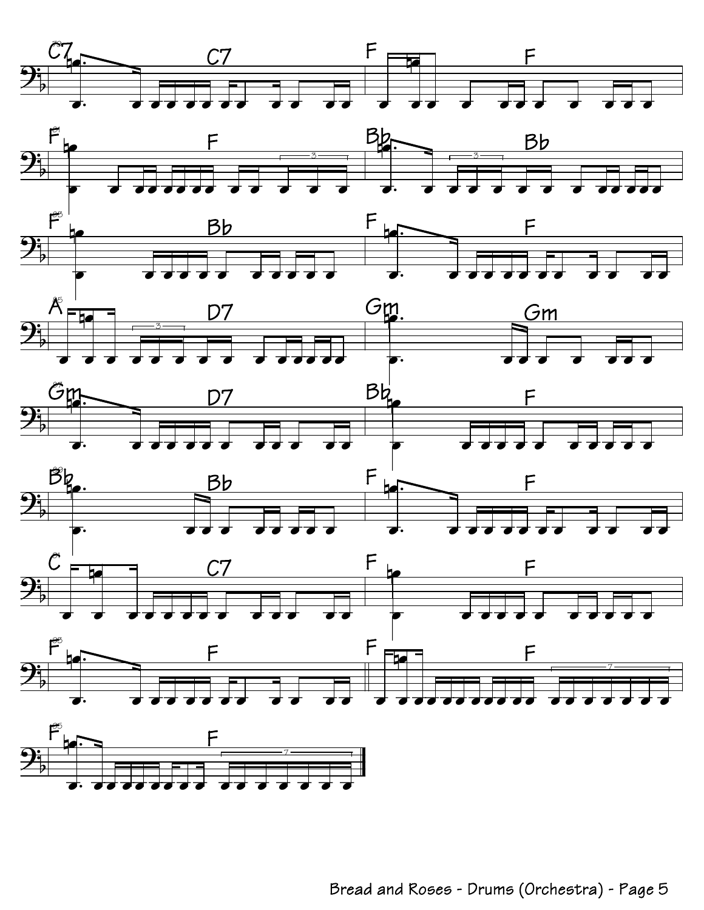C7 C7 F F

F F Bb Bb

F Bb F F

A D7 Gm Gm

Gm D7 Bb F

Bb Bb F F

C C7 F F

F F F F

F F